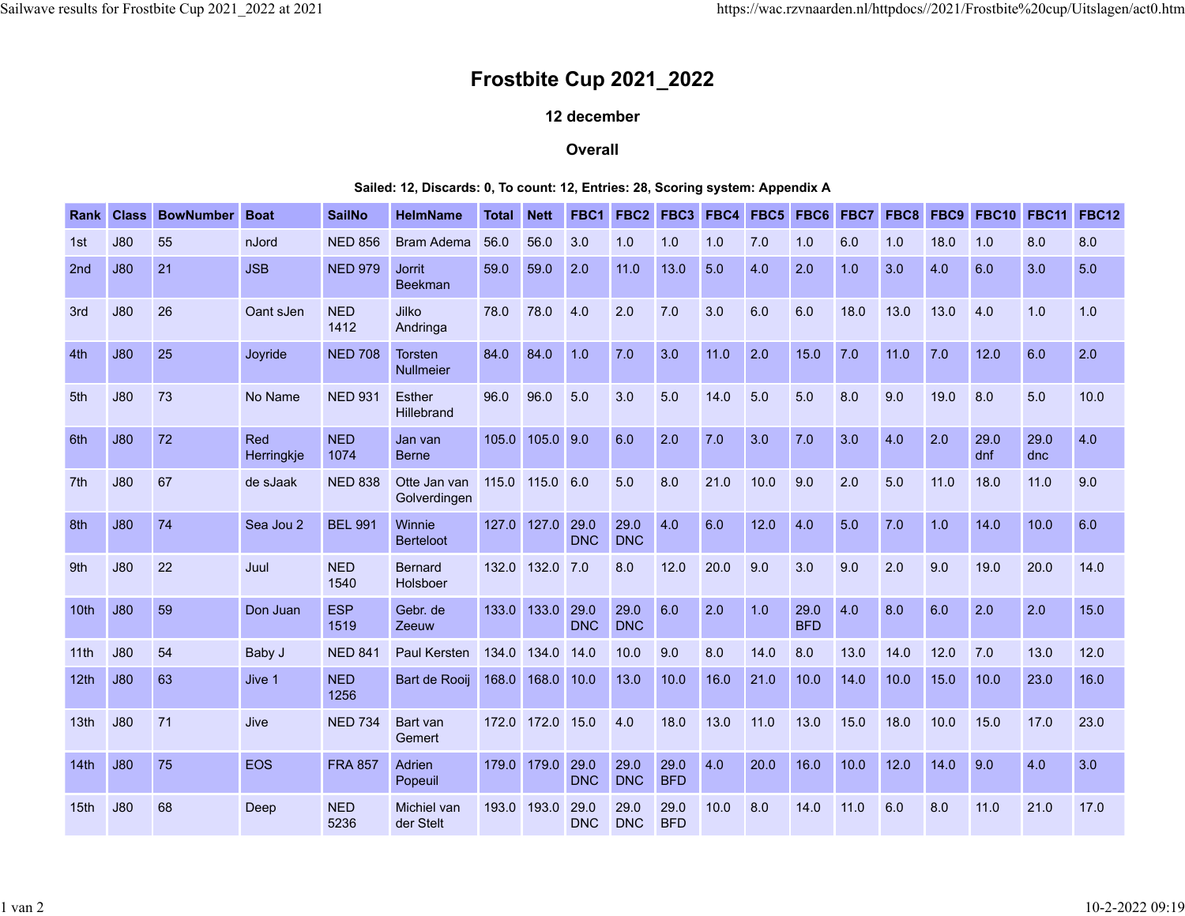# Frostbite Cup 2021_2022

### 12 december

### Overall

**Sailed: 12, Discards: 0, To count: 12, Entries: 28, Scoring system: Appendix A**

| Rank | Class | BowNumber | Boat | SailNo | HelmName | Total | Nett | FBC1 | FBC2 | FBC3 | FBC4 | FBC5 | FBC6 | FBC7 | FBC8 | FBC9 | FBC10 | FBC11 | FBC12 |
|---|---|---|---|---|---|---|---|---|---|---|---|---|---|---|---|---|---|---|---|
| 1st | J80 | 55 | nJord | NED 856 | Bram Adema | 56.0 | 56.0 | 3.0 | 1.0 | 1.0 | 1.0 | 7.0 | 1.0 | 6.0 | 1.0 | 18.0 | 1.0 | 8.0 | 8.0 |
| 2nd | J80 | 21 | JSB | NED 979 | Jorrit Beekman | 59.0 | 59.0 | 2.0 | 11.0 | 13.0 | 5.0 | 4.0 | 2.0 | 1.0 | 3.0 | 4.0 | 6.0 | 3.0 | 5.0 |
| 3rd | J80 | 26 | Oant sJen | NED 1412 | Jilko Andringa | 78.0 | 78.0 | 4.0 | 2.0 | 7.0 | 3.0 | 6.0 | 6.0 | 18.0 | 13.0 | 13.0 | 4.0 | 1.0 | 1.0 |
| 4th | J80 | 25 | Joyride | NED 708 | Torsten Nullmeier | 84.0 | 84.0 | 1.0 | 7.0 | 3.0 | 11.0 | 2.0 | 15.0 | 7.0 | 11.0 | 7.0 | 12.0 | 6.0 | 2.0 |
| 5th | J80 | 73 | No Name | NED 931 | Esther Hillebrand | 96.0 | 96.0 | 5.0 | 3.0 | 5.0 | 14.0 | 5.0 | 5.0 | 8.0 | 9.0 | 19.0 | 8.0 | 5.0 | 10.0 |
| 6th | J80 | 72 | Red Herringkje | NED 1074 | Jan van Berne | 105.0 | 105.0 | 9.0 | 6.0 | 2.0 | 7.0 | 3.0 | 7.0 | 3.0 | 4.0 | 2.0 | 29.0 dnf | 29.0 dnc | 4.0 |
| 7th | J80 | 67 | de sJaak | NED 838 | Otte Jan van Golverdingen | 115.0 | 115.0 | 6.0 | 5.0 | 8.0 | 21.0 | 10.0 | 9.0 | 2.0 | 5.0 | 11.0 | 18.0 | 11.0 | 9.0 |
| 8th | J80 | 74 | Sea Jou 2 | BEL 991 | Winnie Berteloot | 127.0 | 127.0 | 29.0 DNC | 29.0 DNC | 4.0 | 6.0 | 12.0 | 4.0 | 5.0 | 7.0 | 1.0 | 14.0 | 10.0 | 6.0 |
| 9th | J80 | 22 | Juul | NED 1540 | Bernard Holsboer | 132.0 | 132.0 | 7.0 | 8.0 | 12.0 | 20.0 | 9.0 | 3.0 | 9.0 | 2.0 | 9.0 | 19.0 | 20.0 | 14.0 |
| 10th | J80 | 59 | Don Juan | ESP 1519 | Gebr. de Zeeuw | 133.0 | 133.0 | 29.0 DNC | 29.0 DNC | 6.0 | 2.0 | 1.0 | 29.0 BFD | 4.0 | 8.0 | 6.0 | 2.0 | 2.0 | 15.0 |
| 11th | J80 | 54 | Baby J | NED 841 | Paul Kersten | 134.0 | 134.0 | 14.0 | 10.0 | 9.0 | 8.0 | 14.0 | 8.0 | 13.0 | 14.0 | 12.0 | 7.0 | 13.0 | 12.0 |
| 12th | J80 | 63 | Jive 1 | NED 1256 | Bart de Rooij | 168.0 | 168.0 | 10.0 | 13.0 | 10.0 | 16.0 | 21.0 | 10.0 | 14.0 | 10.0 | 15.0 | 10.0 | 23.0 | 16.0 |
| 13th | J80 | 71 | Jive | NED 734 | Bart van Gemert | 172.0 | 172.0 | 15.0 | 4.0 | 18.0 | 13.0 | 11.0 | 13.0 | 15.0 | 18.0 | 10.0 | 15.0 | 17.0 | 23.0 |
| 14th | J80 | 75 | EOS | FRA 857 | Adrien Popeuil | 179.0 | 179.0 | 29.0 DNC | 29.0 DNC | 29.0 BFD | 4.0 | 20.0 | 16.0 | 10.0 | 12.0 | 14.0 | 9.0 | 4.0 | 3.0 |
| 15th | J80 | 68 | Deep | NED 5236 | Michiel van der Stelt | 193.0 | 193.0 | 29.0 DNC | 29.0 DNC | 29.0 BFD | 10.0 | 8.0 | 14.0 | 11.0 | 6.0 | 8.0 | 11.0 | 21.0 | 17.0 |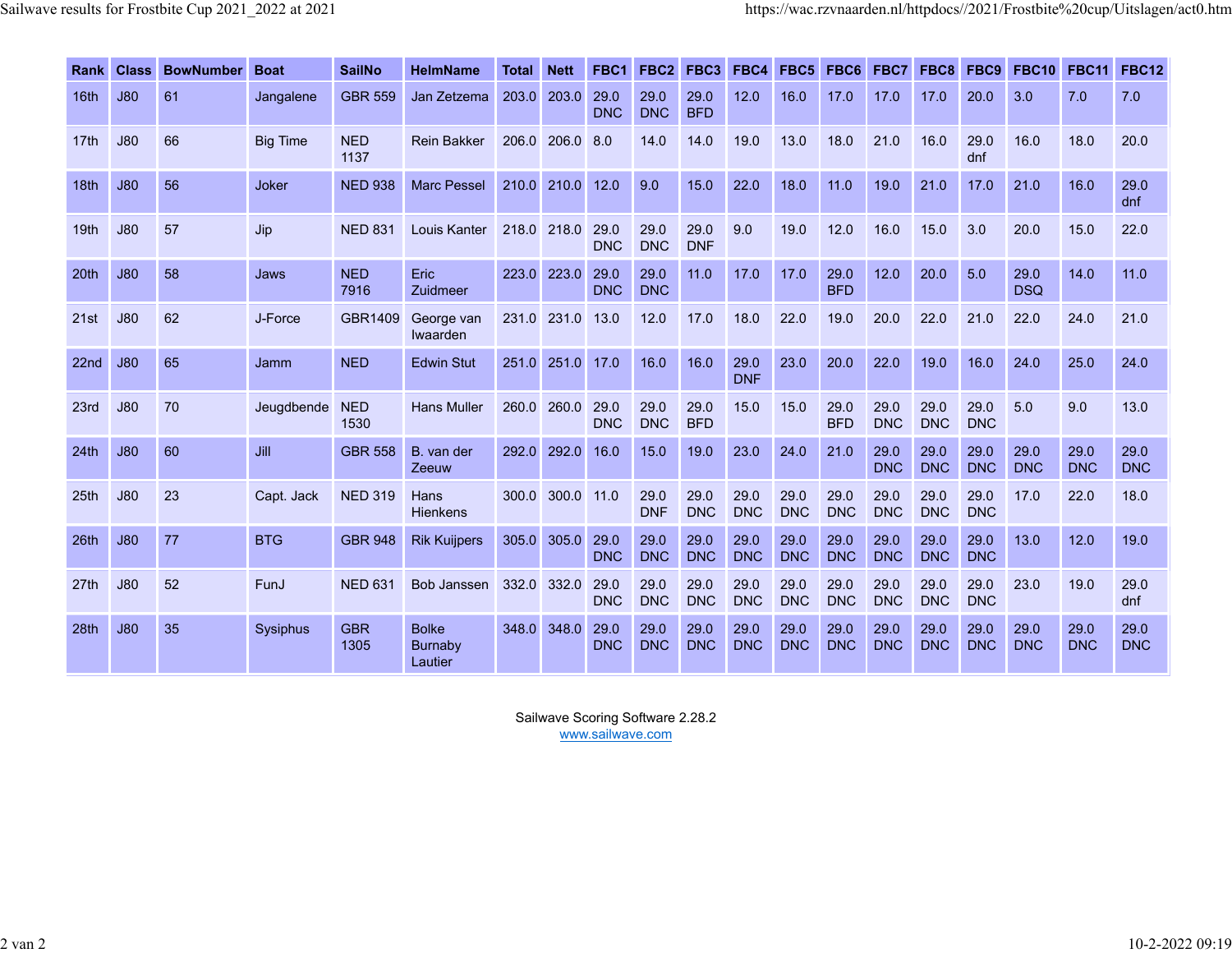| Rank | Class | BowNumber | Boat | SailNo | HelmName | Total | Nett | FBC1 | FBC2 | FBC3 | FBC4 | FBC5 | FBC6 | FBC7 | FBC8 | FBC9 | FBC10 | FBC11 | FBC12 |
|---|---|---|---|---|---|---|---|---|---|---|---|---|---|---|---|---|---|---|---|
| 16th | J80 | 61 | Jangalene | GBR 559 | Jan Zetzema | 203.0 | 203.0 | 29.0 DNC | 29.0 DNC | 29.0 BFD | 12.0 | 16.0 | 17.0 | 17.0 | 17.0 | 20.0 | 3.0 | 7.0 | 7.0 |
| 17th | J80 | 66 | Big Time | NED 1137 | Rein Bakker | 206.0 | 206.0 | 8.0 | 14.0 | 14.0 | 19.0 | 13.0 | 18.0 | 21.0 | 16.0 | 29.0 dnf | 16.0 | 18.0 | 20.0 |
| 18th | J80 | 56 | Joker | NED 938 | Marc Pessel | 210.0 | 210.0 | 12.0 | 9.0 | 15.0 | 22.0 | 18.0 | 11.0 | 19.0 | 21.0 | 17.0 | 21.0 | 16.0 | 29.0 dnf |
| 19th | J80 | 57 | Jip | NED 831 | Louis Kanter | 218.0 | 218.0 | 29.0 DNC | 29.0 DNC | 29.0 DNF | 9.0 | 19.0 | 12.0 | 16.0 | 15.0 | 3.0 | 20.0 | 15.0 | 22.0 |
| 20th | J80 | 58 | Jaws | NED 7916 | Eric Zuidmeer | 223.0 | 223.0 | 29.0 DNC | 29.0 DNC | 11.0 | 17.0 | 17.0 | 29.0 BFD | 12.0 | 20.0 | 5.0 | 29.0 DSQ | 14.0 | 11.0 |
| 21st | J80 | 62 | J-Force | GBR1409 | George van Iwaarden | 231.0 | 231.0 | 13.0 | 12.0 | 17.0 | 18.0 | 22.0 | 19.0 | 20.0 | 22.0 | 21.0 | 22.0 | 24.0 | 21.0 |
| 22nd | J80 | 65 | Jamm | NED | Edwin Stut | 251.0 | 251.0 | 17.0 | 16.0 | 16.0 | 29.0 DNF | 23.0 | 20.0 | 22.0 | 19.0 | 16.0 | 24.0 | 25.0 | 24.0 |
| 23rd | J80 | 70 | Jeugdbende | NED 1530 | Hans Muller | 260.0 | 260.0 | 29.0 DNC | 29.0 DNC | 29.0 BFD | 15.0 | 15.0 | 29.0 BFD | 29.0 DNC | 29.0 DNC | 29.0 DNC | 5.0 | 9.0 | 13.0 |
| 24th | J80 | 60 | Jill | GBR 558 | B. van der Zeeuw | 292.0 | 292.0 | 16.0 | 15.0 | 19.0 | 23.0 | 24.0 | 21.0 | 29.0 DNC | 29.0 DNC | 29.0 DNC | 29.0 DNC | 29.0 DNC | 29.0 DNC |
| 25th | J80 | 23 | Capt. Jack | NED 319 | Hans Hienkens | 300.0 | 300.0 | 11.0 | 29.0 DNF | 29.0 DNC | 29.0 DNC | 29.0 DNC | 29.0 DNC | 29.0 DNC | 29.0 DNC | 29.0 DNC | 17.0 | 22.0 | 18.0 |
| 26th | J80 | 77 | BTG | GBR 948 | Rik Kuijpers | 305.0 | 305.0 | 29.0 DNC | 29.0 DNC | 29.0 DNC | 29.0 DNC | 29.0 DNC | 29.0 DNC | 29.0 DNC | 29.0 DNC | 29.0 DNC | 13.0 | 12.0 | 19.0 |
| 27th | J80 | 52 | FunJ | NED 631 | Bob Janssen | 332.0 | 332.0 | 29.0 DNC | 29.0 DNC | 29.0 DNC | 29.0 DNC | 29.0 DNC | 29.0 DNC | 29.0 DNC | 29.0 DNC | 29.0 DNC | 23.0 | 19.0 | 29.0 dnf |
| 28th | J80 | 35 | Sysiphus | GBR 1305 | Bolke Burnaby Lautier | 348.0 | 348.0 | 29.0 DNC | 29.0 DNC | 29.0 DNC | 29.0 DNC | 29.0 DNC | 29.0 DNC | 29.0 DNC | 29.0 DNC | 29.0 DNC | 29.0 DNC | 29.0 DNC | 29.0 DNC |

Sailwave Scoring Software 2.28.2
www.sailwave.com